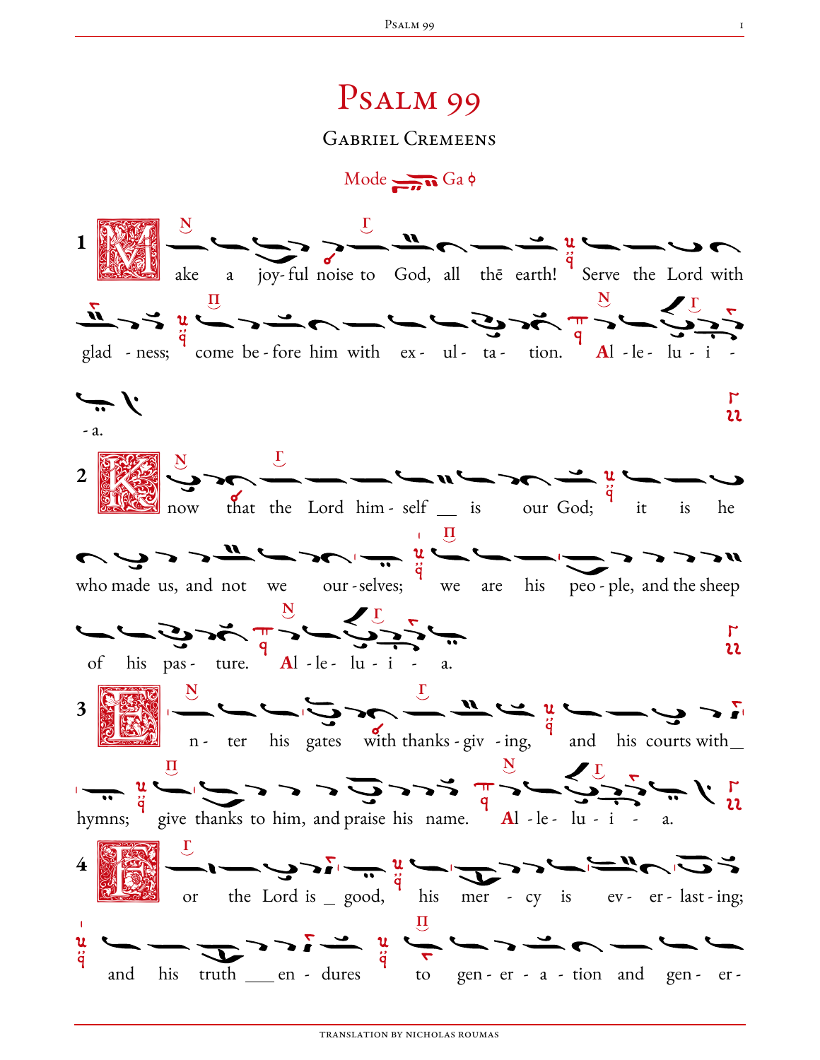# Psalm 99

## Gabriel Cremeens

Mode Ga

**1** Make a joy-ful noise to God, all thē earth! Serve the Lord with glad - ness; come be-fore him with ex- ul- ta- tion. **Al**-le- lu - i - - a.

**2** Know that the Lord him- self __ is our God; it is he who made us, and not we our-selves; we are his peo-ple, and the sheep of his pas- ture. **Al**-le- lu - i - a.

**3** En- ter his gates with thanks-giv -ing, and his courts with__ hymns; give thanks to him, and praise his name. **Al**-le- lu - i - a.

**4** For the Lord is _ good, his mer - cy is ev- er- last-ing; and his truth ___ en - dures to gen- er - a - tion and gen- er-

TRANSLATION BY NICHOLAS ROUMAS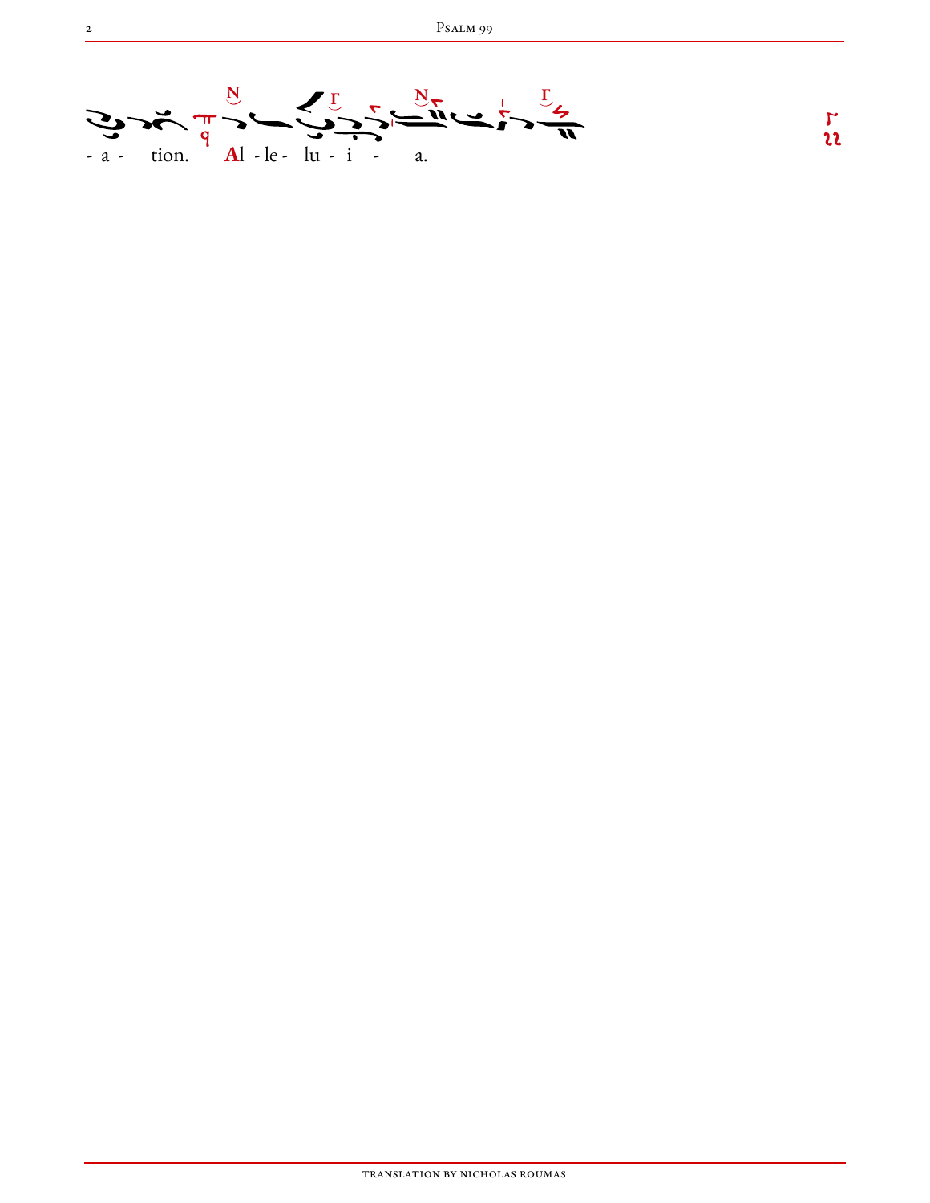- a - tion. **A**l - le - lu - i - a.